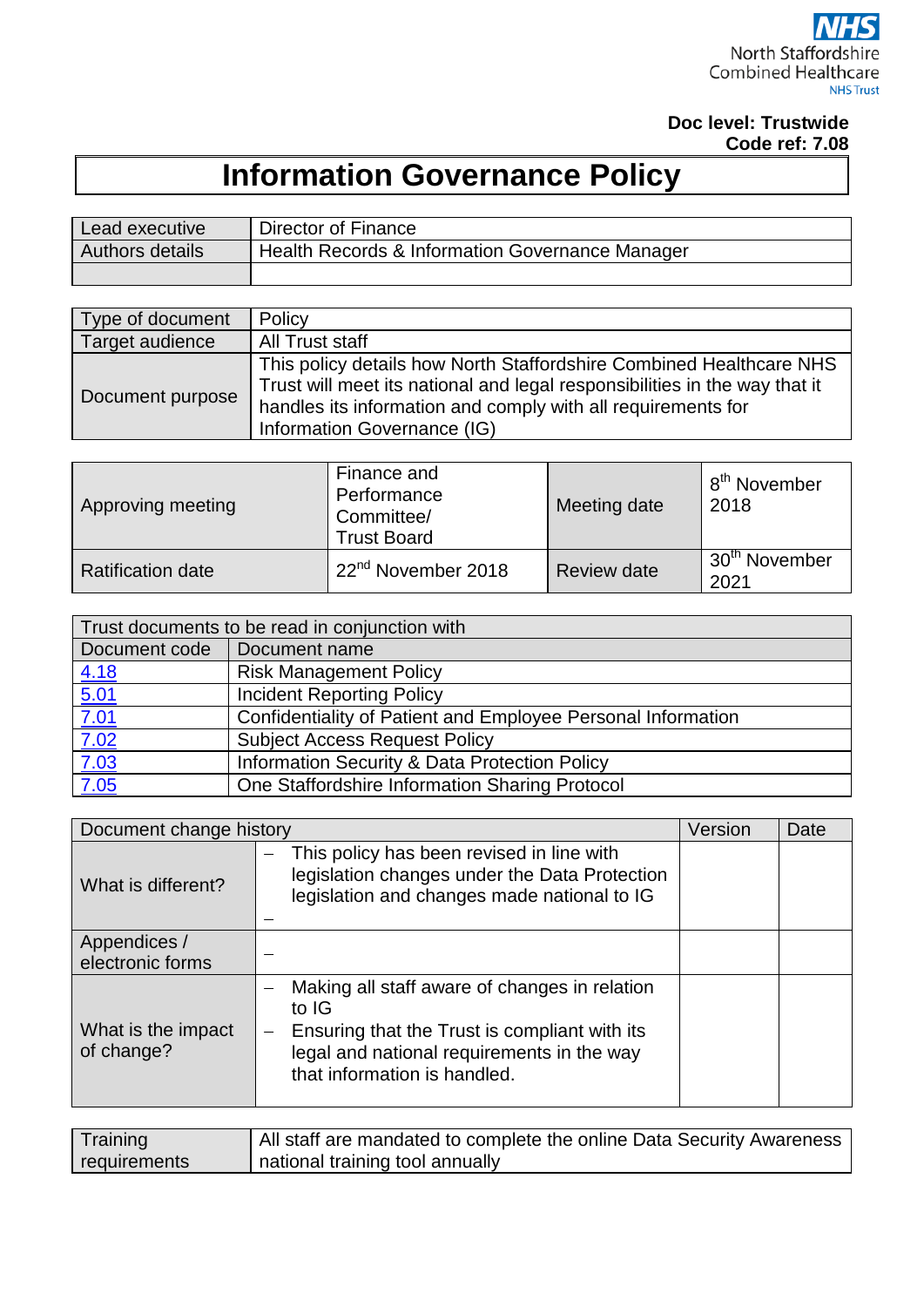NHS
North Staffordshire
Combined Healthcare
NHS Trust

**Doc level: Trustwide**
**Code ref: 7.08**

# Information Governance Policy

| | |
|---|---|
| Lead executive | Director of Finance |
| Authors details | Health Records & Information Governance Manager |
| | |

| | |
|---|---|
| Type of document | Policy |
| Target audience | All Trust staff |
| Document purpose | This policy details how North Staffordshire Combined Healthcare NHS Trust will meet its national and legal responsibilities in the way that it handles its information and comply with all requirements for Information Governance (IG) |

| | | | |
|---|---|---|---|
| Approving meeting | Finance and Performance Committee/ Trust Board | Meeting date | 8th November 2018 |
| Ratification date | 22nd November 2018 | Review date | 30th November 2021 |

| Trust documents to be read in conjunction with | |
|---|---|
| Document code | Document name |
| 4.18 | Risk Management Policy |
| 5.01 | Incident Reporting Policy |
| 7.01 | Confidentiality of Patient and Employee Personal Information |
| 7.02 | Subject Access Request Policy |
| 7.03 | Information Security & Data Protection Policy |
| 7.05 | One Staffordshire Information Sharing Protocol |

| Document change history | | Version | Date |
|---|---|---|---|
| What is different? | – This policy has been revised in line with legislation changes under the Data Protection legislation and changes made national to IG<br>– | | |
| Appendices / electronic forms | – | | |
| What is the impact of change? | – Making all staff aware of changes in relation to IG<br>– Ensuring that the Trust is compliant with its legal and national requirements in the way that information is handled. | | |

| | |
|---|---|
| Training requirements | All staff are mandated to complete the online Data Security Awareness national training tool annually |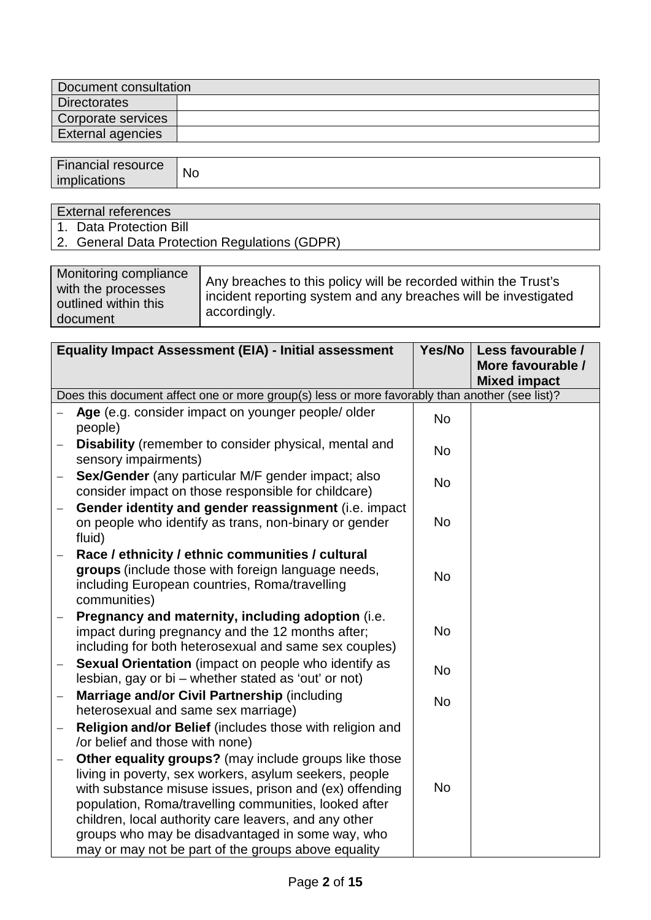| Document consultation | |
|---|---|
| Directorates | |
| Corporate services | |
| External agencies | |

| Financial resource implications | No |
|---|---|

| External references |
|---|
| 1. Data Protection Bill |
| 2. General Data Protection Regulations (GDPR) |

| Monitoring compliance with the processes outlined within this document | Any breaches to this policy will be recorded within the Trust's incident reporting system and any breaches will be investigated accordingly. |
|---|---|

| **Equality Impact Assessment (EIA) - Initial assessment** | **Yes/No** | **Less favourable / More favourable / Mixed impact** |
|---|---|---|
| Does this document affect one or more group(s) less or more favorably than another (see list)? | | |
| – **Age** (e.g. consider impact on younger people/ older people) | No | |
| – **Disability** (remember to consider physical, mental and sensory impairments) | No | |
| – **Sex/Gender** (any particular M/F gender impact; also consider impact on those responsible for childcare) | No | |
| – **Gender identity and gender reassignment** (i.e. impact on people who identify as trans, non-binary or gender fluid) | No | |
| – **Race / ethnicity / ethnic communities / cultural groups** (include those with foreign language needs, including European countries, Roma/travelling communities) | No | |
| – **Pregnancy and maternity, including adoption** (i.e. impact during pregnancy and the 12 months after; including for both heterosexual and same sex couples) | No | |
| – **Sexual Orientation** (impact on people who identify as lesbian, gay or bi – whether stated as 'out' or not) | No | |
| – **Marriage and/or Civil Partnership** (including heterosexual and same sex marriage) | No | |
| – **Religion and/or Belief** (includes those with religion and /or belief and those with none) | | |
| – **Other equality groups?** (may include groups like those living in poverty, sex workers, asylum seekers, people with substance misuse issues, prison and (ex) offending population, Roma/travelling communities, looked after children, local authority care leavers, and any other groups who may be disadvantaged in some way, who may or may not be part of the groups above equality | No | |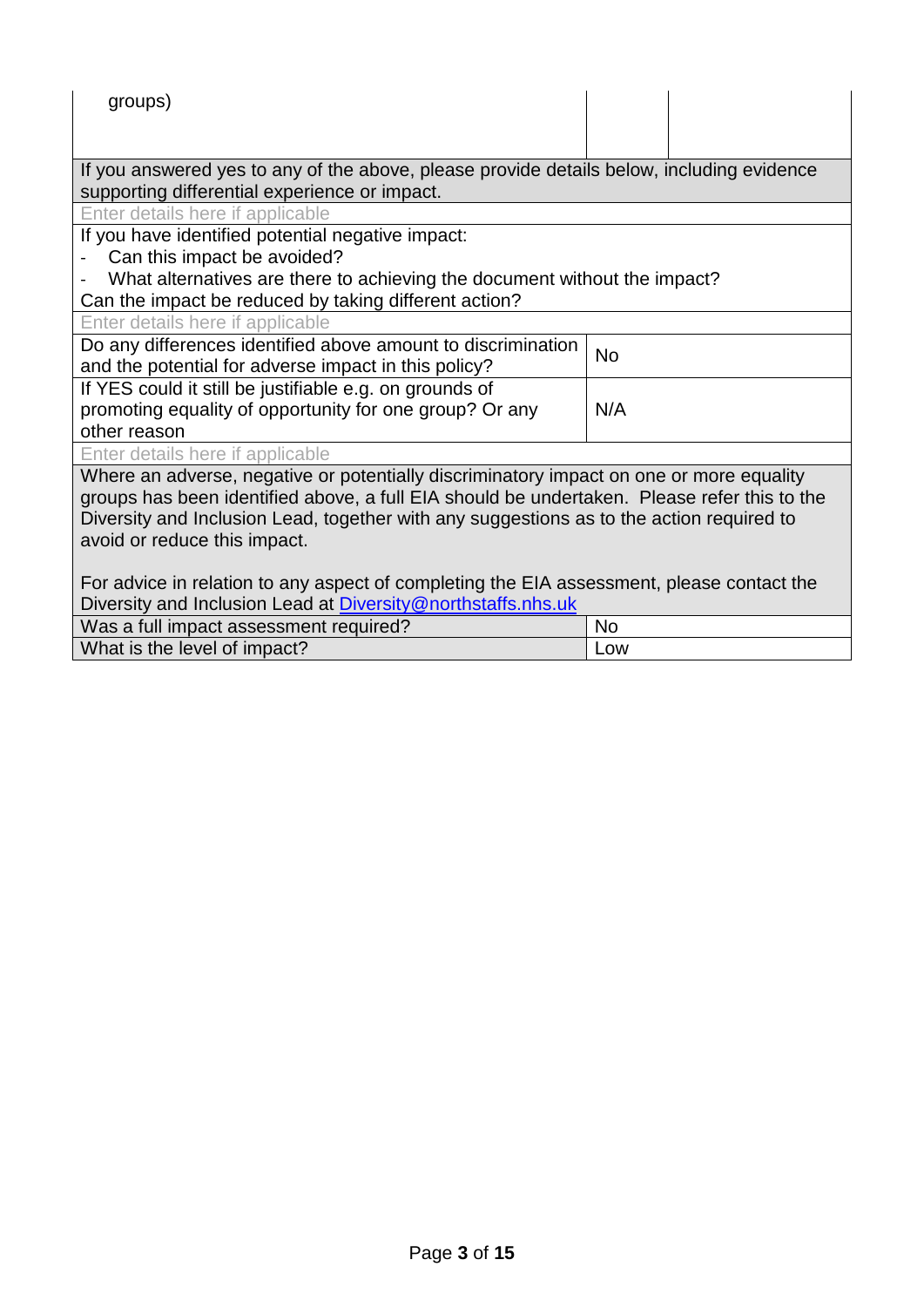| groups) | | |
|---|---|---|
| If you answered yes to any of the above, please provide details below, including evidence supporting differential experience or impact. | | |
| Enter details here if applicable | | |
| If you have identified potential negative impact:<br>- Can this impact be avoided?<br>- What alternatives are there to achieving the document without the impact?<br>Can the impact be reduced by taking different action? | | |
| Enter details here if applicable | | |
| Do any differences identified above amount to discrimination and the potential for adverse impact in this policy? | No | |
| If YES could it still be justifiable e.g. on grounds of promoting equality of opportunity for one group? Or any other reason | N/A | |
| Enter details here if applicable | | |
| Where an adverse, negative or potentially discriminatory impact on one or more equality groups has been identified above, a full EIA should be undertaken. Please refer this to the Diversity and Inclusion Lead, together with any suggestions as to the action required to avoid or reduce this impact.<br><br>For advice in relation to any aspect of completing the EIA assessment, please contact the Diversity and Inclusion Lead at Diversity@northstaffs.nhs.uk | | |
| Was a full impact assessment required? | No | |
| What is the level of impact? | Low | |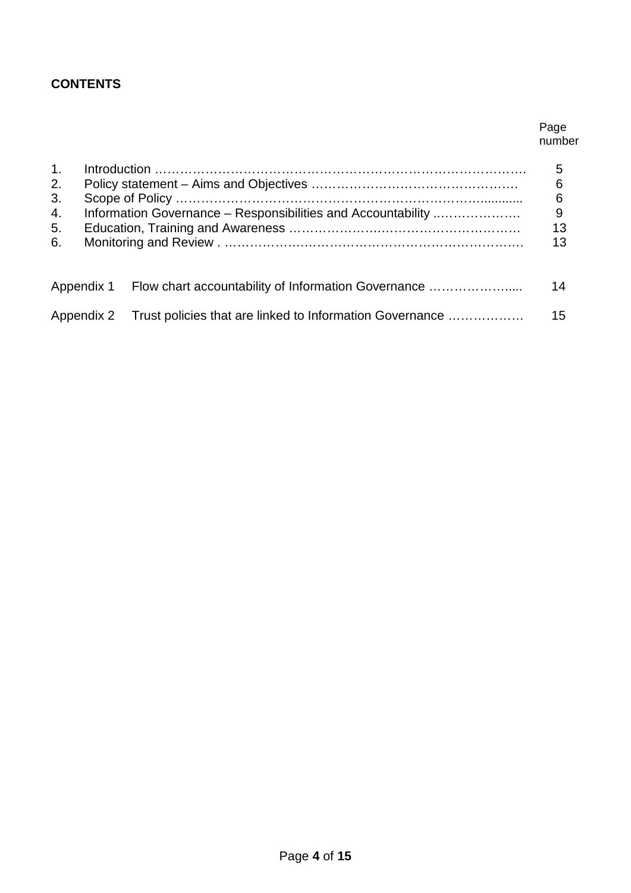**CONTENTS**

| | | Page number |
|---|---|---|
| 1. | Introduction | 5 |
| 2. | Policy statement – Aims and Objectives | 6 |
| 3. | Scope of Policy | 6 |
| 4. | Information Governance – Responsibilities and Accountability | 9 |
| 5. | Education, Training and Awareness | 13 |
| 6. | Monitoring and Review | 13 |
| Appendix 1 | Flow chart accountability of Information Governance | 14 |
| Appendix 2 | Trust policies that are linked to Information Governance | 15 |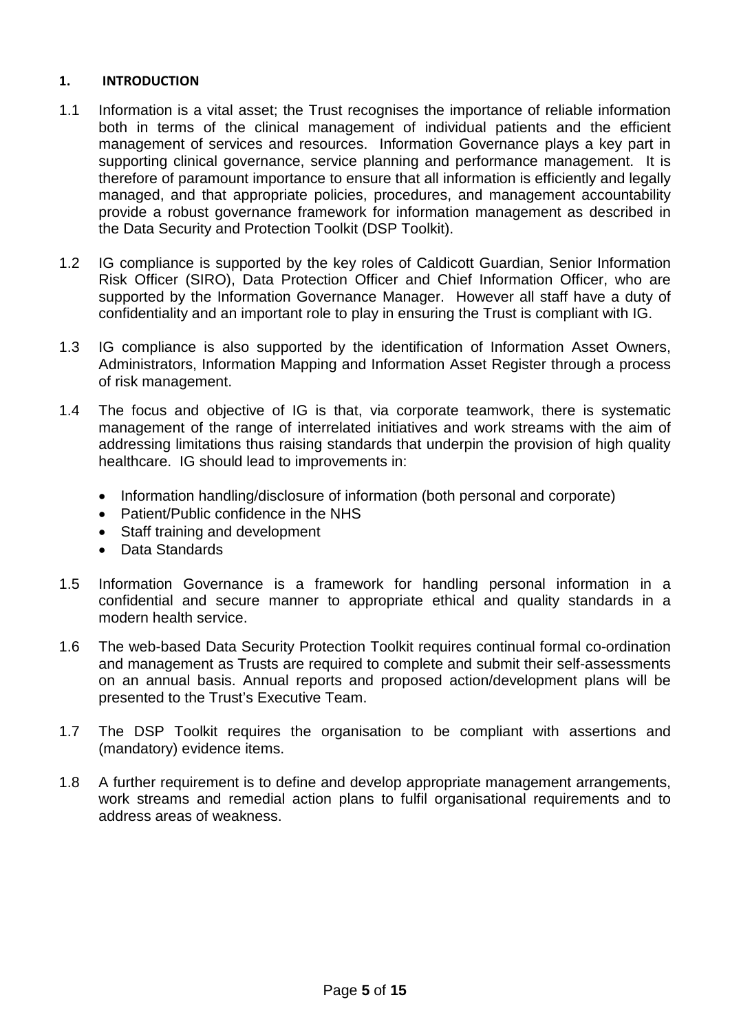## 1. INTRODUCTION

1.1 Information is a vital asset; the Trust recognises the importance of reliable information both in terms of the clinical management of individual patients and the efficient management of services and resources. Information Governance plays a key part in supporting clinical governance, service planning and performance management. It is therefore of paramount importance to ensure that all information is efficiently and legally managed, and that appropriate policies, procedures, and management accountability provide a robust governance framework for information management as described in the Data Security and Protection Toolkit (DSP Toolkit).

1.2 IG compliance is supported by the key roles of Caldicott Guardian, Senior Information Risk Officer (SIRO), Data Protection Officer and Chief Information Officer, who are supported by the Information Governance Manager. However all staff have a duty of confidentiality and an important role to play in ensuring the Trust is compliant with IG.

1.3 IG compliance is also supported by the identification of Information Asset Owners, Administrators, Information Mapping and Information Asset Register through a process of risk management.

1.4 The focus and objective of IG is that, via corporate teamwork, there is systematic management of the range of interrelated initiatives and work streams with the aim of addressing limitations thus raising standards that underpin the provision of high quality healthcare. IG should lead to improvements in:

- Information handling/disclosure of information (both personal and corporate)
- Patient/Public confidence in the NHS
- Staff training and development
- Data Standards

1.5 Information Governance is a framework for handling personal information in a confidential and secure manner to appropriate ethical and quality standards in a modern health service.

1.6 The web-based Data Security Protection Toolkit requires continual formal co-ordination and management as Trusts are required to complete and submit their self-assessments on an annual basis. Annual reports and proposed action/development plans will be presented to the Trust's Executive Team.

1.7 The DSP Toolkit requires the organisation to be compliant with assertions and (mandatory) evidence items.

1.8 A further requirement is to define and develop appropriate management arrangements, work streams and remedial action plans to fulfil organisational requirements and to address areas of weakness.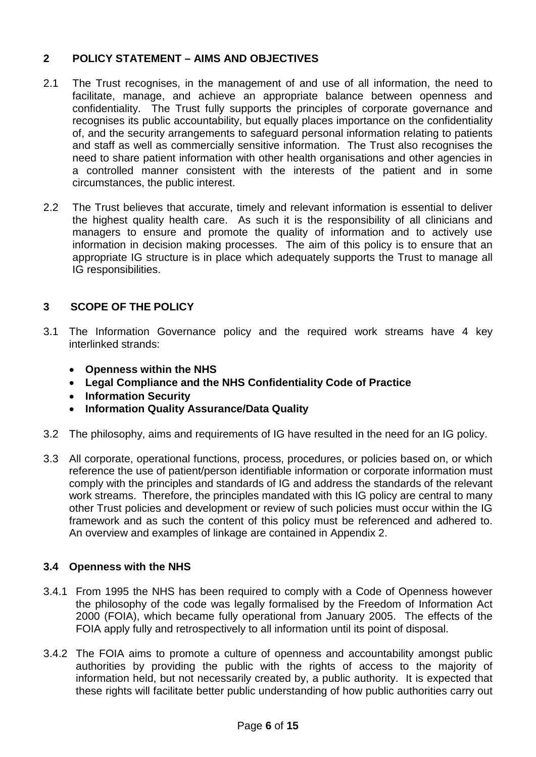## 2 POLICY STATEMENT – AIMS AND OBJECTIVES

2.1 The Trust recognises, in the management of and use of all information, the need to facilitate, manage, and achieve an appropriate balance between openness and confidentiality. The Trust fully supports the principles of corporate governance and recognises its public accountability, but equally places importance on the confidentiality of, and the security arrangements to safeguard personal information relating to patients and staff as well as commercially sensitive information. The Trust also recognises the need to share patient information with other health organisations and other agencies in a controlled manner consistent with the interests of the patient and in some circumstances, the public interest.

2.2 The Trust believes that accurate, timely and relevant information is essential to deliver the highest quality health care. As such it is the responsibility of all clinicians and managers to ensure and promote the quality of information and to actively use information in decision making processes. The aim of this policy is to ensure that an appropriate IG structure is in place which adequately supports the Trust to manage all IG responsibilities.

## 3 SCOPE OF THE POLICY

3.1 The Information Governance policy and the required work streams have 4 key interlinked strands:

- **Openness within the NHS**
- **Legal Compliance and the NHS Confidentiality Code of Practice**
- **Information Security**
- **Information Quality Assurance/Data Quality**

3.2 The philosophy, aims and requirements of IG have resulted in the need for an IG policy.

3.3 All corporate, operational functions, process, procedures, or policies based on, or which reference the use of patient/person identifiable information or corporate information must comply with the principles and standards of IG and address the standards of the relevant work streams. Therefore, the principles mandated with this IG policy are central to many other Trust policies and development or review of such policies must occur within the IG framework and as such the content of this policy must be referenced and adhered to. An overview and examples of linkage are contained in Appendix 2.

### 3.4 Openness with the NHS

3.4.1 From 1995 the NHS has been required to comply with a Code of Openness however the philosophy of the code was legally formalised by the Freedom of Information Act 2000 (FOIA), which became fully operational from January 2005. The effects of the FOIA apply fully and retrospectively to all information until its point of disposal.

3.4.2 The FOIA aims to promote a culture of openness and accountability amongst public authorities by providing the public with the rights of access to the majority of information held, but not necessarily created by, a public authority. It is expected that these rights will facilitate better public understanding of how public authorities carry out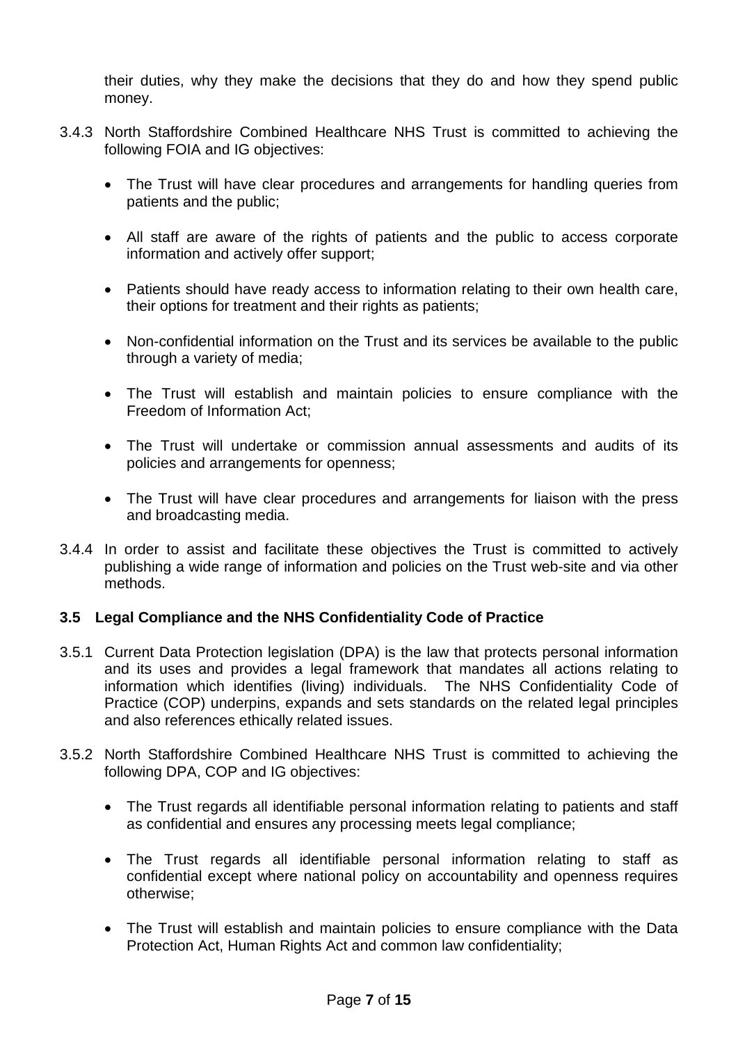their duties, why they make the decisions that they do and how they spend public money.

3.4.3 North Staffordshire Combined Healthcare NHS Trust is committed to achieving the following FOIA and IG objectives:

- The Trust will have clear procedures and arrangements for handling queries from patients and the public;
- All staff are aware of the rights of patients and the public to access corporate information and actively offer support;
- Patients should have ready access to information relating to their own health care, their options for treatment and their rights as patients;
- Non-confidential information on the Trust and its services be available to the public through a variety of media;
- The Trust will establish and maintain policies to ensure compliance with the Freedom of Information Act;
- The Trust will undertake or commission annual assessments and audits of its policies and arrangements for openness;
- The Trust will have clear procedures and arrangements for liaison with the press and broadcasting media.

3.4.4 In order to assist and facilitate these objectives the Trust is committed to actively publishing a wide range of information and policies on the Trust web-site and via other methods.

### 3.5 Legal Compliance and the NHS Confidentiality Code of Practice

3.5.1 Current Data Protection legislation (DPA) is the law that protects personal information and its uses and provides a legal framework that mandates all actions relating to information which identifies (living) individuals. The NHS Confidentiality Code of Practice (COP) underpins, expands and sets standards on the related legal principles and also references ethically related issues.

3.5.2 North Staffordshire Combined Healthcare NHS Trust is committed to achieving the following DPA, COP and IG objectives:

- The Trust regards all identifiable personal information relating to patients and staff as confidential and ensures any processing meets legal compliance;
- The Trust regards all identifiable personal information relating to staff as confidential except where national policy on accountability and openness requires otherwise;
- The Trust will establish and maintain policies to ensure compliance with the Data Protection Act, Human Rights Act and common law confidentiality;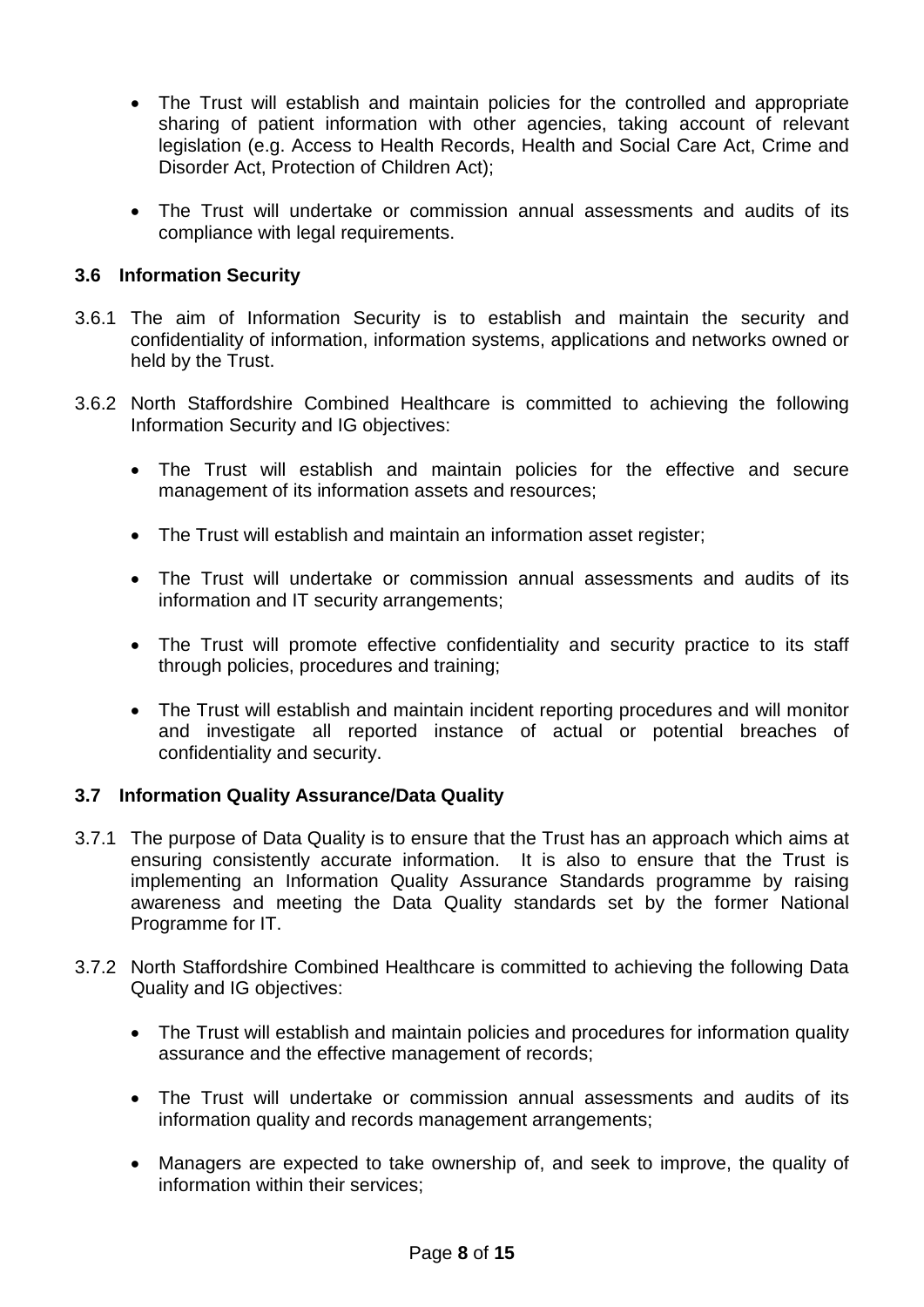- The Trust will establish and maintain policies for the controlled and appropriate sharing of patient information with other agencies, taking account of relevant legislation (e.g. Access to Health Records, Health and Social Care Act, Crime and Disorder Act, Protection of Children Act);

- The Trust will undertake or commission annual assessments and audits of its compliance with legal requirements.

### 3.6 Information Security

3.6.1 The aim of Information Security is to establish and maintain the security and confidentiality of information, information systems, applications and networks owned or held by the Trust.

3.6.2 North Staffordshire Combined Healthcare is committed to achieving the following Information Security and IG objectives:

- The Trust will establish and maintain policies for the effective and secure management of its information assets and resources;

- The Trust will establish and maintain an information asset register;

- The Trust will undertake or commission annual assessments and audits of its information and IT security arrangements;

- The Trust will promote effective confidentiality and security practice to its staff through policies, procedures and training;

- The Trust will establish and maintain incident reporting procedures and will monitor and investigate all reported instance of actual or potential breaches of confidentiality and security.

### 3.7 Information Quality Assurance/Data Quality

3.7.1 The purpose of Data Quality is to ensure that the Trust has an approach which aims at ensuring consistently accurate information. It is also to ensure that the Trust is implementing an Information Quality Assurance Standards programme by raising awareness and meeting the Data Quality standards set by the former National Programme for IT.

3.7.2 North Staffordshire Combined Healthcare is committed to achieving the following Data Quality and IG objectives:

- The Trust will establish and maintain policies and procedures for information quality assurance and the effective management of records;

- The Trust will undertake or commission annual assessments and audits of its information quality and records management arrangements;

- Managers are expected to take ownership of, and seek to improve, the quality of information within their services;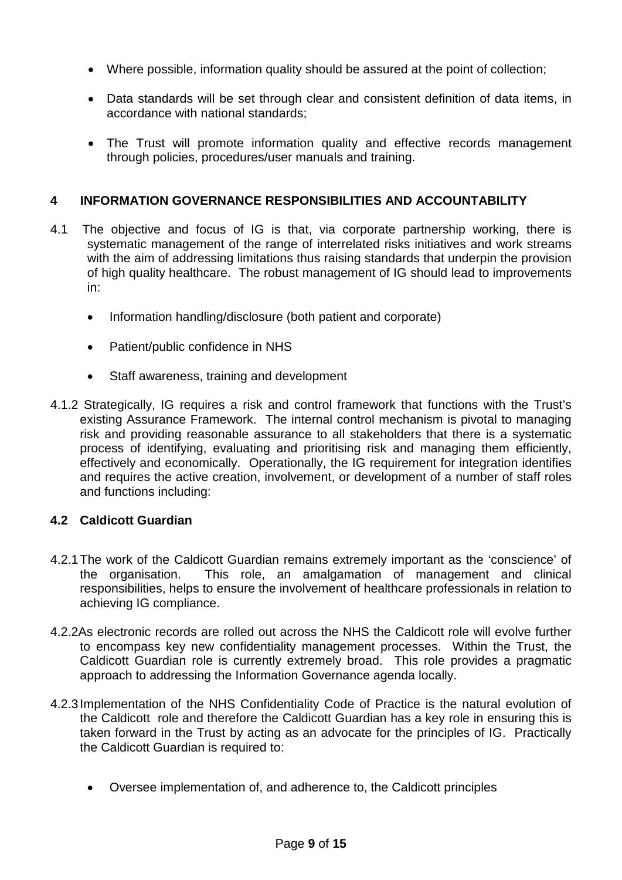- Where possible, information quality should be assured at the point of collection;

- Data standards will be set through clear and consistent definition of data items, in accordance with national standards;

- The Trust will promote information quality and effective records management through policies, procedures/user manuals and training.

## 4 INFORMATION GOVERNANCE RESPONSIBILITIES AND ACCOUNTABILITY

4.1 The objective and focus of IG is that, via corporate partnership working, there is systematic management of the range of interrelated risks initiatives and work streams with the aim of addressing limitations thus raising standards that underpin the provision of high quality healthcare. The robust management of IG should lead to improvements in:

- Information handling/disclosure (both patient and corporate)

- Patient/public confidence in NHS

- Staff awareness, training and development

4.1.2 Strategically, IG requires a risk and control framework that functions with the Trust's existing Assurance Framework. The internal control mechanism is pivotal to managing risk and providing reasonable assurance to all stakeholders that there is a systematic process of identifying, evaluating and prioritising risk and managing them efficiently, effectively and economically. Operationally, the IG requirement for integration identifies and requires the active creation, involvement, or development of a number of staff roles and functions including:

### 4.2 Caldicott Guardian

4.2.1 The work of the Caldicott Guardian remains extremely important as the 'conscience' of the organisation. This role, an amalgamation of management and clinical responsibilities, helps to ensure the involvement of healthcare professionals in relation to achieving IG compliance.

4.2.2 As electronic records are rolled out across the NHS the Caldicott role will evolve further to encompass key new confidentiality management processes. Within the Trust, the Caldicott Guardian role is currently extremely broad. This role provides a pragmatic approach to addressing the Information Governance agenda locally.

4.2.3 Implementation of the NHS Confidentiality Code of Practice is the natural evolution of the Caldicott role and therefore the Caldicott Guardian has a key role in ensuring this is taken forward in the Trust by acting as an advocate for the principles of IG. Practically the Caldicott Guardian is required to:

- Oversee implementation of, and adherence to, the Caldicott principles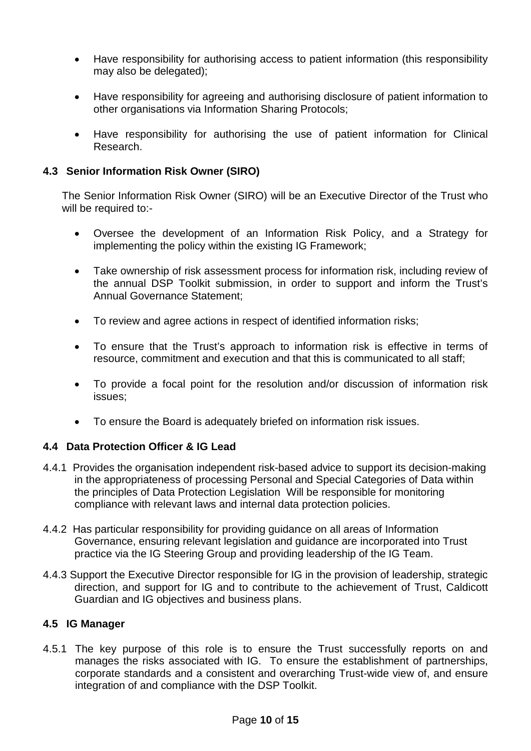- Have responsibility for authorising access to patient information (this responsibility may also be delegated);

- Have responsibility for agreeing and authorising disclosure of patient information to other organisations via Information Sharing Protocols;

- Have responsibility for authorising the use of patient information for Clinical Research.

### 4.3 Senior Information Risk Owner (SIRO)

The Senior Information Risk Owner (SIRO) will be an Executive Director of the Trust who will be required to:-

- Oversee the development of an Information Risk Policy, and a Strategy for implementing the policy within the existing IG Framework;

- Take ownership of risk assessment process for information risk, including review of the annual DSP Toolkit submission, in order to support and inform the Trust's Annual Governance Statement;

- To review and agree actions in respect of identified information risks;

- To ensure that the Trust's approach to information risk is effective in terms of resource, commitment and execution and that this is communicated to all staff;

- To provide a focal point for the resolution and/or discussion of information risk issues;

- To ensure the Board is adequately briefed on information risk issues.

### 4.4 Data Protection Officer & IG Lead

4.4.1 Provides the organisation independent risk-based advice to support its decision-making in the appropriateness of processing Personal and Special Categories of Data within the principles of Data Protection Legislation Will be responsible for monitoring compliance with relevant laws and internal data protection policies.

4.4.2 Has particular responsibility for providing guidance on all areas of Information Governance, ensuring relevant legislation and guidance are incorporated into Trust practice via the IG Steering Group and providing leadership of the IG Team.

4.4.3 Support the Executive Director responsible for IG in the provision of leadership, strategic direction, and support for IG and to contribute to the achievement of Trust, Caldicott Guardian and IG objectives and business plans.

### 4.5 IG Manager

4.5.1 The key purpose of this role is to ensure the Trust successfully reports on and manages the risks associated with IG. To ensure the establishment of partnerships, corporate standards and a consistent and overarching Trust-wide view of, and ensure integration of and compliance with the DSP Toolkit.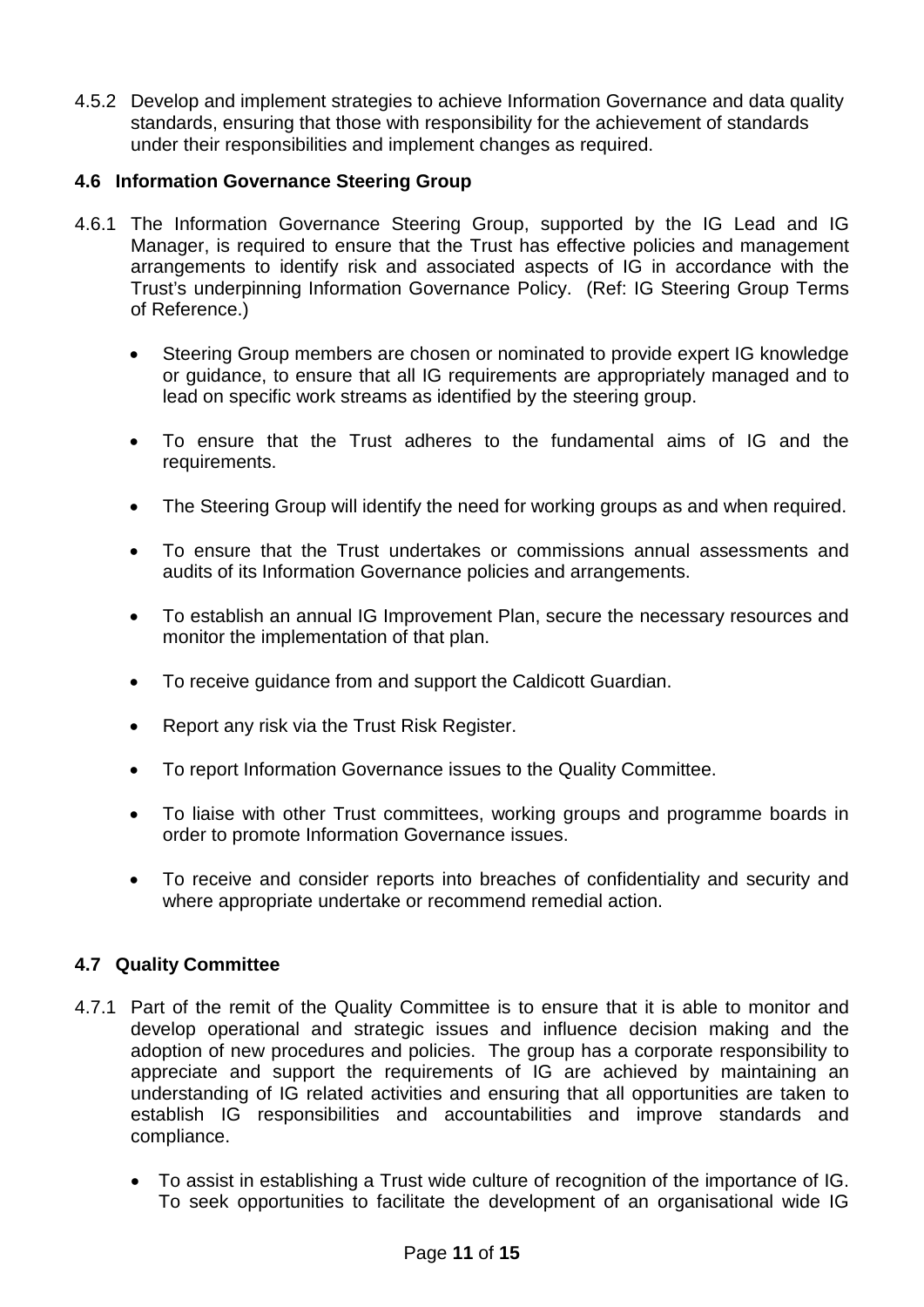4.5.2 Develop and implement strategies to achieve Information Governance and data quality standards, ensuring that those with responsibility for the achievement of standards under their responsibilities and implement changes as required.

### 4.6 Information Governance Steering Group

4.6.1 The Information Governance Steering Group, supported by the IG Lead and IG Manager, is required to ensure that the Trust has effective policies and management arrangements to identify risk and associated aspects of IG in accordance with the Trust's underpinning Information Governance Policy. (Ref: IG Steering Group Terms of Reference.)

- Steering Group members are chosen or nominated to provide expert IG knowledge or guidance, to ensure that all IG requirements are appropriately managed and to lead on specific work streams as identified by the steering group.
- To ensure that the Trust adheres to the fundamental aims of IG and the requirements.
- The Steering Group will identify the need for working groups as and when required.
- To ensure that the Trust undertakes or commissions annual assessments and audits of its Information Governance policies and arrangements.
- To establish an annual IG Improvement Plan, secure the necessary resources and monitor the implementation of that plan.
- To receive guidance from and support the Caldicott Guardian.
- Report any risk via the Trust Risk Register.
- To report Information Governance issues to the Quality Committee.
- To liaise with other Trust committees, working groups and programme boards in order to promote Information Governance issues.
- To receive and consider reports into breaches of confidentiality and security and where appropriate undertake or recommend remedial action.

### 4.7 Quality Committee

4.7.1 Part of the remit of the Quality Committee is to ensure that it is able to monitor and develop operational and strategic issues and influence decision making and the adoption of new procedures and policies. The group has a corporate responsibility to appreciate and support the requirements of IG are achieved by maintaining an understanding of IG related activities and ensuring that all opportunities are taken to establish IG responsibilities and accountabilities and improve standards and compliance.

- To assist in establishing a Trust wide culture of recognition of the importance of IG. To seek opportunities to facilitate the development of an organisational wide IG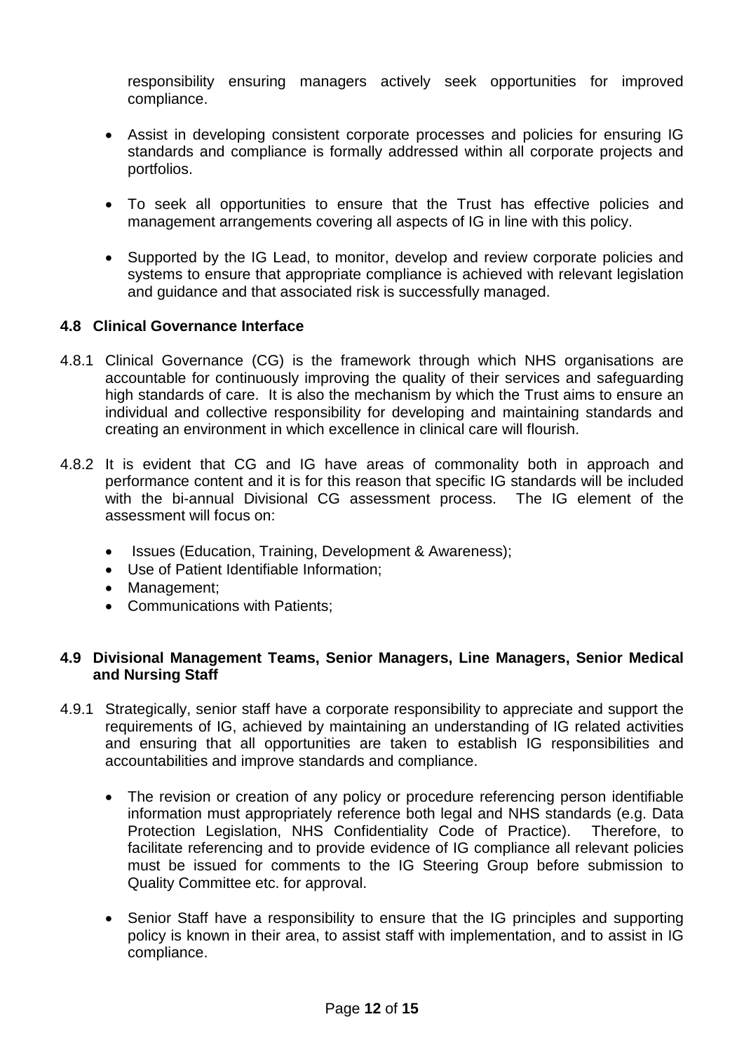responsibility ensuring managers actively seek opportunities for improved compliance.

- Assist in developing consistent corporate processes and policies for ensuring IG standards and compliance is formally addressed within all corporate projects and portfolios.

- To seek all opportunities to ensure that the Trust has effective policies and management arrangements covering all aspects of IG in line with this policy.

- Supported by the IG Lead, to monitor, develop and review corporate policies and systems to ensure that appropriate compliance is achieved with relevant legislation and guidance and that associated risk is successfully managed.

### 4.8 Clinical Governance Interface

4.8.1 Clinical Governance (CG) is the framework through which NHS organisations are accountable for continuously improving the quality of their services and safeguarding high standards of care. It is also the mechanism by which the Trust aims to ensure an individual and collective responsibility for developing and maintaining standards and creating an environment in which excellence in clinical care will flourish.

4.8.2 It is evident that CG and IG have areas of commonality both in approach and performance content and it is for this reason that specific IG standards will be included with the bi-annual Divisional CG assessment process. The IG element of the assessment will focus on:

- Issues (Education, Training, Development & Awareness);
- Use of Patient Identifiable Information;
- Management;
- Communications with Patients;

### 4.9 Divisional Management Teams, Senior Managers, Line Managers, Senior Medical and Nursing Staff

4.9.1 Strategically, senior staff have a corporate responsibility to appreciate and support the requirements of IG, achieved by maintaining an understanding of IG related activities and ensuring that all opportunities are taken to establish IG responsibilities and accountabilities and improve standards and compliance.

- The revision or creation of any policy or procedure referencing person identifiable information must appropriately reference both legal and NHS standards (e.g. Data Protection Legislation, NHS Confidentiality Code of Practice). Therefore, to facilitate referencing and to provide evidence of IG compliance all relevant policies must be issued for comments to the IG Steering Group before submission to Quality Committee etc. for approval.

- Senior Staff have a responsibility to ensure that the IG principles and supporting policy is known in their area, to assist staff with implementation, and to assist in IG compliance.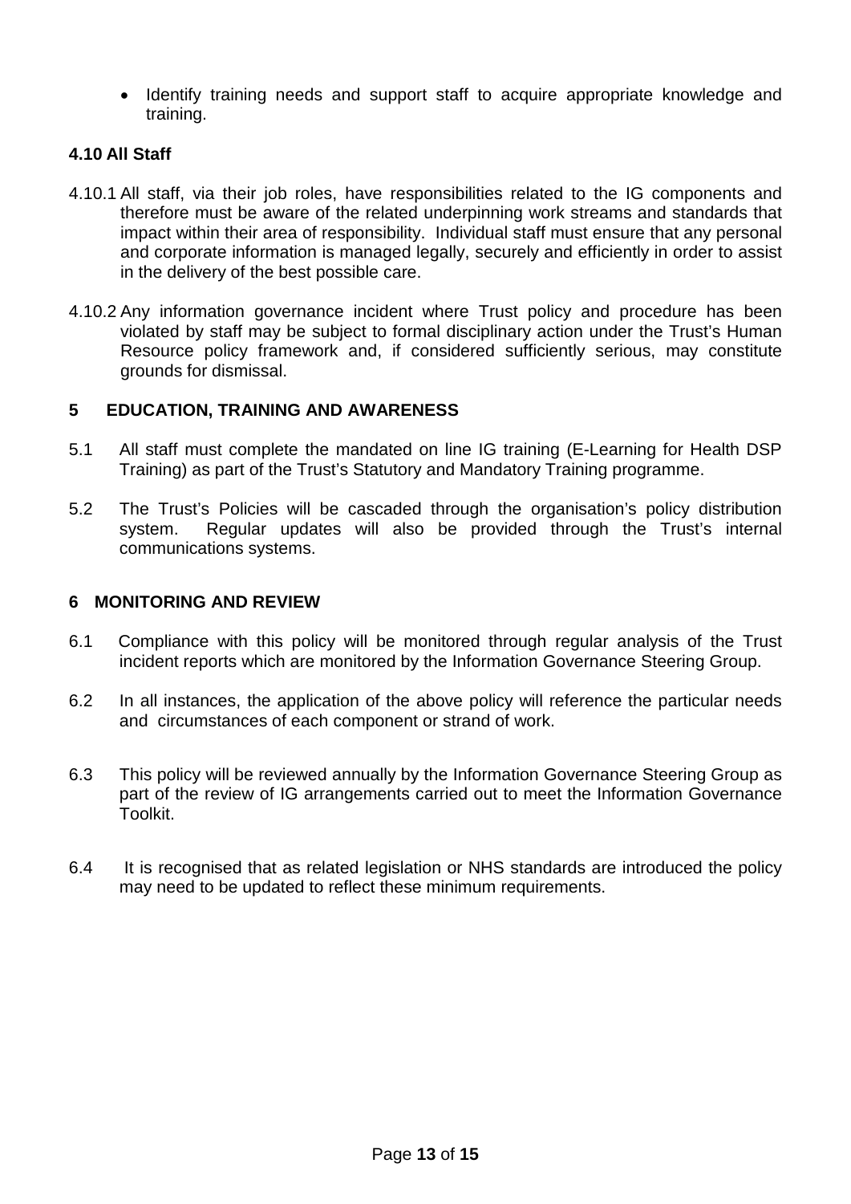- Identify training needs and support staff to acquire appropriate knowledge and training.

### 4.10 All Staff

4.10.1 All staff, via their job roles, have responsibilities related to the IG components and therefore must be aware of the related underpinning work streams and standards that impact within their area of responsibility. Individual staff must ensure that any personal and corporate information is managed legally, securely and efficiently in order to assist in the delivery of the best possible care.

4.10.2 Any information governance incident where Trust policy and procedure has been violated by staff may be subject to formal disciplinary action under the Trust's Human Resource policy framework and, if considered sufficiently serious, may constitute grounds for dismissal.

## 5 EDUCATION, TRAINING AND AWARENESS

5.1 All staff must complete the mandated on line IG training (E-Learning for Health DSP Training) as part of the Trust's Statutory and Mandatory Training programme.

5.2 The Trust's Policies will be cascaded through the organisation's policy distribution system. Regular updates will also be provided through the Trust's internal communications systems.

## 6 MONITORING AND REVIEW

6.1 Compliance with this policy will be monitored through regular analysis of the Trust incident reports which are monitored by the Information Governance Steering Group.

6.2 In all instances, the application of the above policy will reference the particular needs and circumstances of each component or strand of work.

6.3 This policy will be reviewed annually by the Information Governance Steering Group as part of the review of IG arrangements carried out to meet the Information Governance Toolkit.

6.4 It is recognised that as related legislation or NHS standards are introduced the policy may need to be updated to reflect these minimum requirements.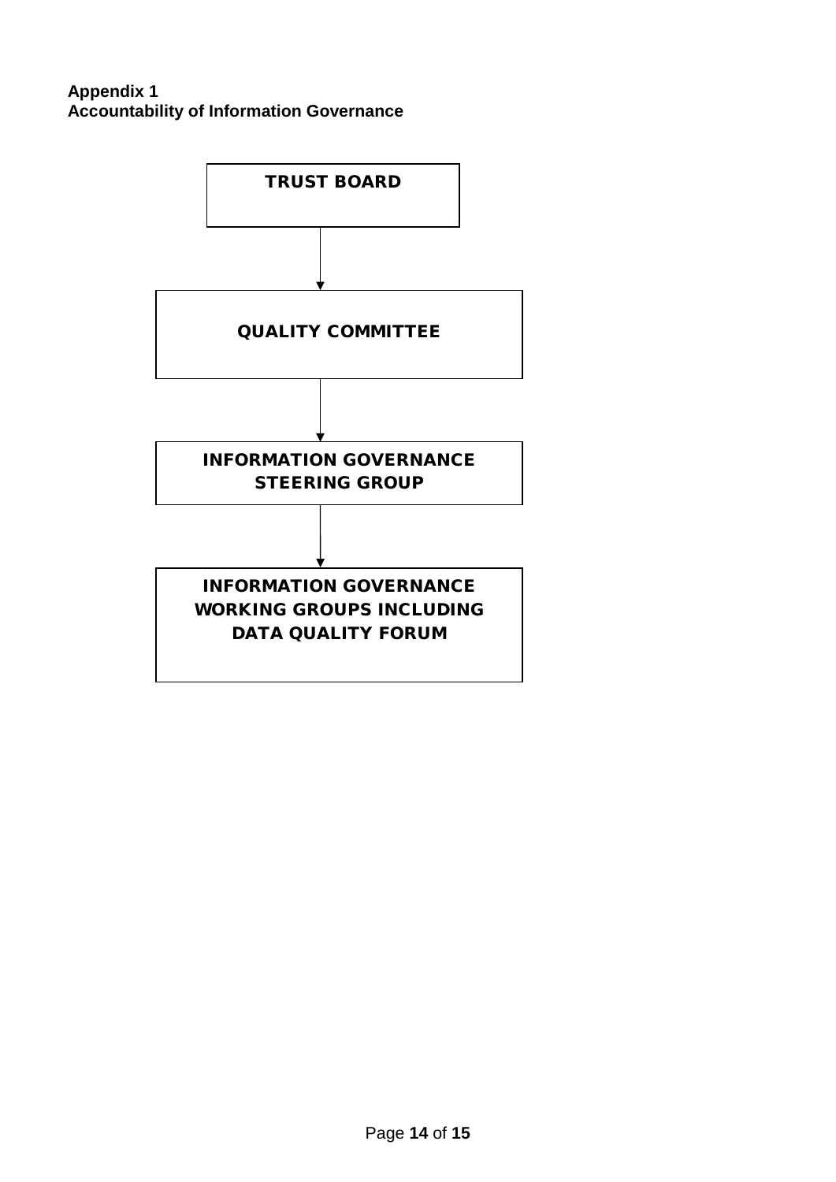**Appendix 1**
**Accountability of Information Governance**

**TRUST BOARD**

↓

**QUALITY COMMITTEE**

↓

**INFORMATION GOVERNANCE STEERING GROUP**

↓

**INFORMATION GOVERNANCE WORKING GROUPS INCLUDING DATA QUALITY FORUM**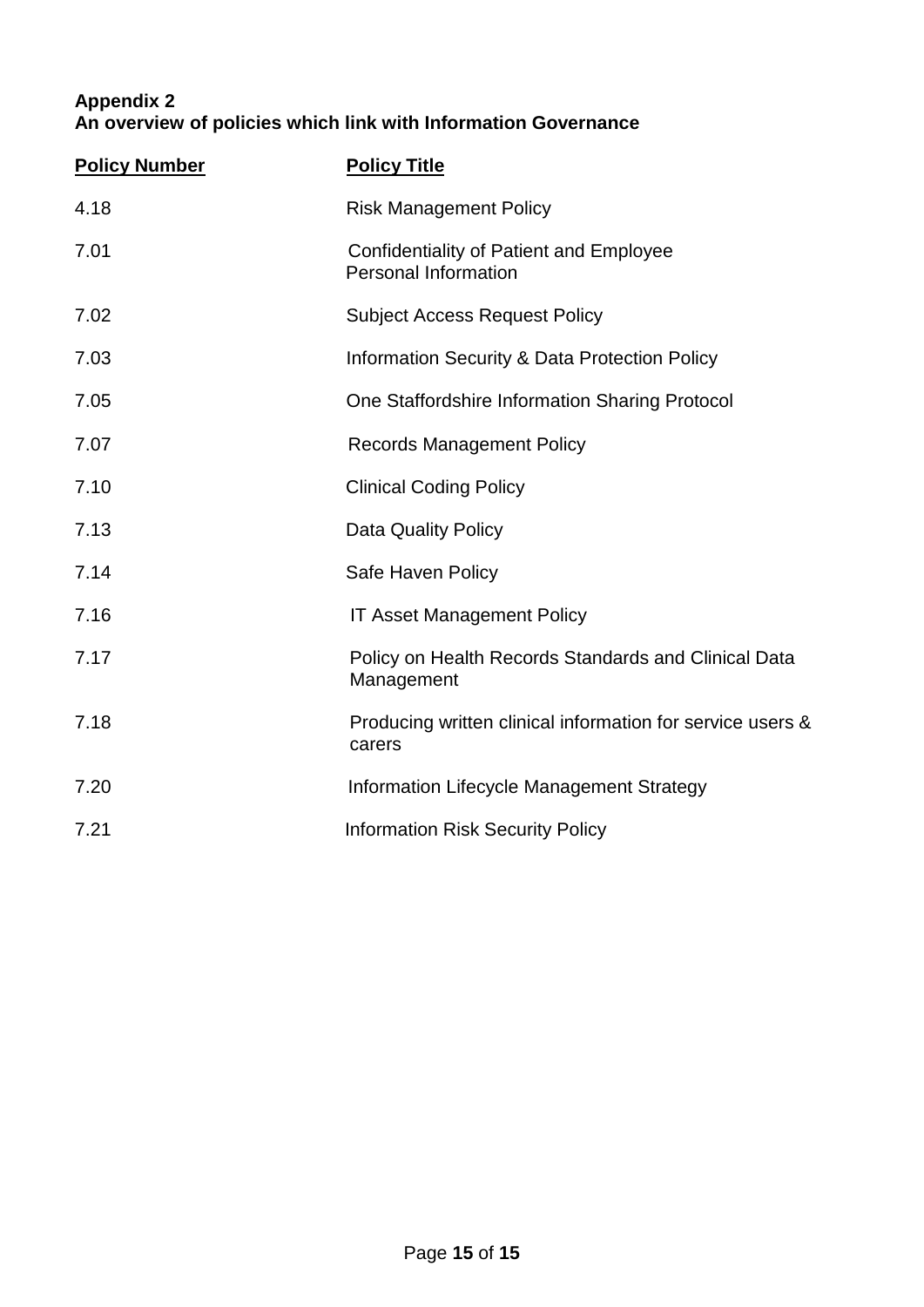**Appendix 2**
**An overview of policies which link with Information Governance**

| Policy Number | Policy Title |
|---|---|
| 4.18 | Risk Management Policy |
| 7.01 | Confidentiality of Patient and Employee Personal Information |
| 7.02 | Subject Access Request Policy |
| 7.03 | Information Security & Data Protection Policy |
| 7.05 | One Staffordshire Information Sharing Protocol |
| 7.07 | Records Management Policy |
| 7.10 | Clinical Coding Policy |
| 7.13 | Data Quality Policy |
| 7.14 | Safe Haven Policy |
| 7.16 | IT Asset Management Policy |
| 7.17 | Policy on Health Records Standards and Clinical Data Management |
| 7.18 | Producing written clinical information for service users & carers |
| 7.20 | Information Lifecycle Management Strategy |
| 7.21 | Information Risk Security Policy |